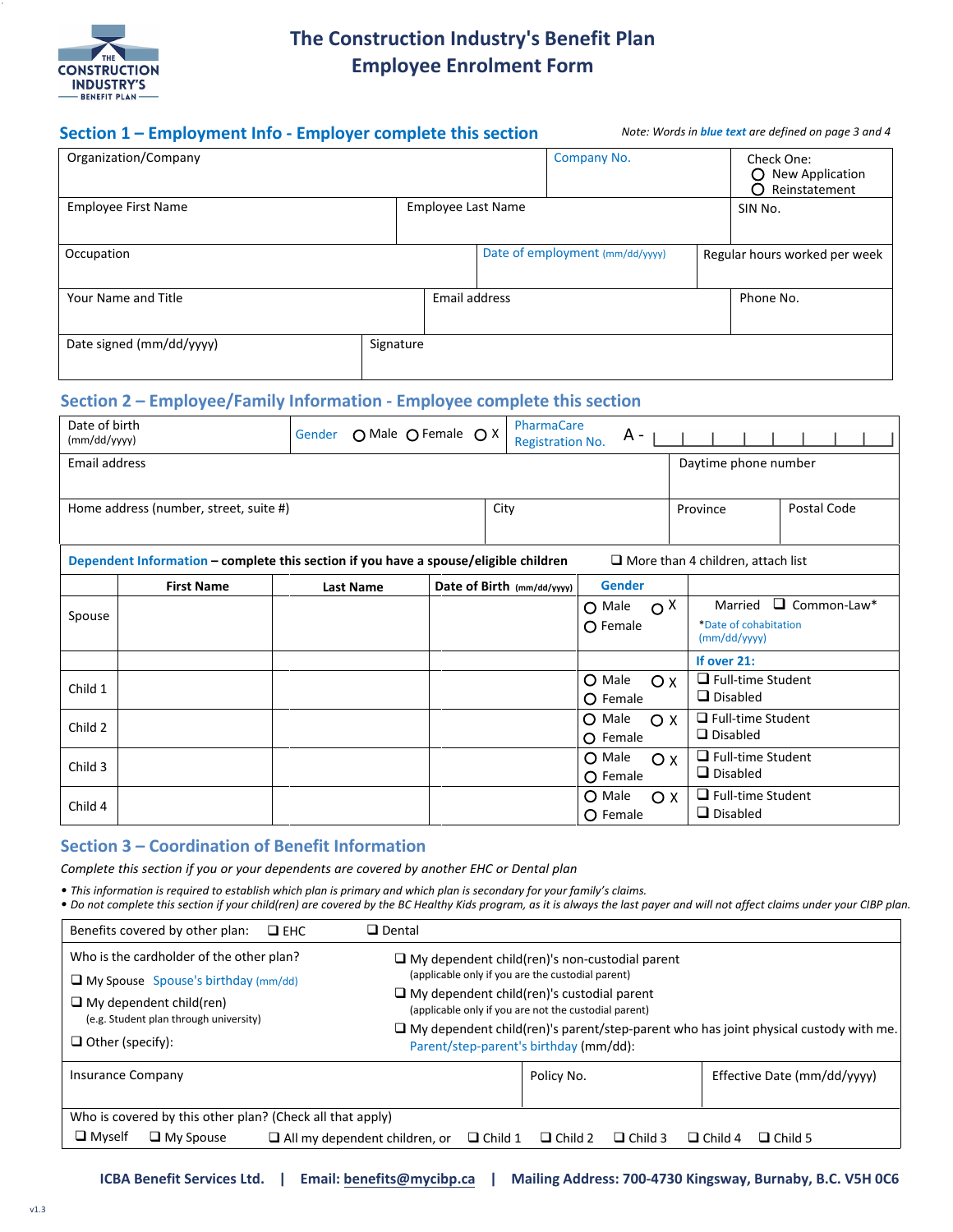# The Construction Industry's Benefit Plan
# Employee Enrolment Form

## Section 1 – Employment Info - Employer complete this section

*Note: Words in blue text are defined on page 3 and 4*

| Organization/Company | Company No. | Check One: ○ New Application ○ Reinstatement |
|---|---|---|
| Employee First Name | Employee Last Name | SIN No. |
| Occupation | Date of employment (mm/dd/yyyy) | Regular hours worked per week |
| Your Name and Title | Email address | Phone No. |
| Date signed (mm/dd/yyyy) | Signature | |

## Section 2 – Employee/Family Information - Employee complete this section

| Date of birth (mm/dd/yyyy) | Gender ○ Male ○ Female ○ X | PharmaCare Registration No. A - |
|---|---|---|
| Email address | | Daytime phone number |
| Home address (number, street, suite #) | City | Province / Postal Code |

**Dependent Information – complete this section if you have a spouse/eligible children** ❑ More than 4 children, attach list

| | First Name | Last Name | Date of Birth (mm/dd/yyyy) | Gender | |
|---|---|---|---|---|---|
| Spouse | | | | ○ Male ○ X ○ Female | Married ❑ Common-Law* *Date of cohabitation (mm/dd/yyyy) |
| | | | | | **If over 21:** |
| Child 1 | | | | ○ Male ○ X ○ Female | ❑ Full-time Student ❑ Disabled |
| Child 2 | | | | ○ Male ○ X ○ Female | ❑ Full-time Student ❑ Disabled |
| Child 3 | | | | ○ Male ○ X ○ Female | ❑ Full-time Student ❑ Disabled |
| Child 4 | | | | ○ Male ○ X ○ Female | ❑ Full-time Student ❑ Disabled |

## Section 3 – Coordination of Benefit Information

*Complete this section if you or your dependents are covered by another EHC or Dental plan*

- *This information is required to establish which plan is primary and which plan is secondary for your family's claims.*
- *Do not complete this section if your child(ren) are covered by the BC Healthy Kids program, as it is always the last payer and will not affect claims under your CIBP plan.*

Benefits covered by other plan: ❑ EHC ❑ Dental

Who is the cardholder of the other plan?

- ❑ My Spouse Spouse's birthday (mm/dd)
- ❑ My dependent child(ren) (e.g. Student plan through university)
- ❑ Other (specify):
- ❑ My dependent child(ren)'s non-custodial parent (applicable only if you are the custodial parent)
- ❑ My dependent child(ren)'s custodial parent (applicable only if you are not the custodial parent)
- ❑ My dependent child(ren)'s parent/step-parent who has joint physical custody with me. Parent/step-parent's birthday (mm/dd):

| Insurance Company | Policy No. | Effective Date (mm/dd/yyyy) |
|---|---|---|
| | | |

Who is covered by this other plan? (Check all that apply)

❑ Myself ❑ My Spouse ❑ All my dependent children, or ❑ Child 1 ❑ Child 2 ❑ Child 3 ❑ Child 4 ❑ Child 5

**ICBA Benefit Services Ltd. | Email: benefits@mycibp.ca | Mailing Address: 700-4730 Kingsway, Burnaby, B.C. V5H 0C6**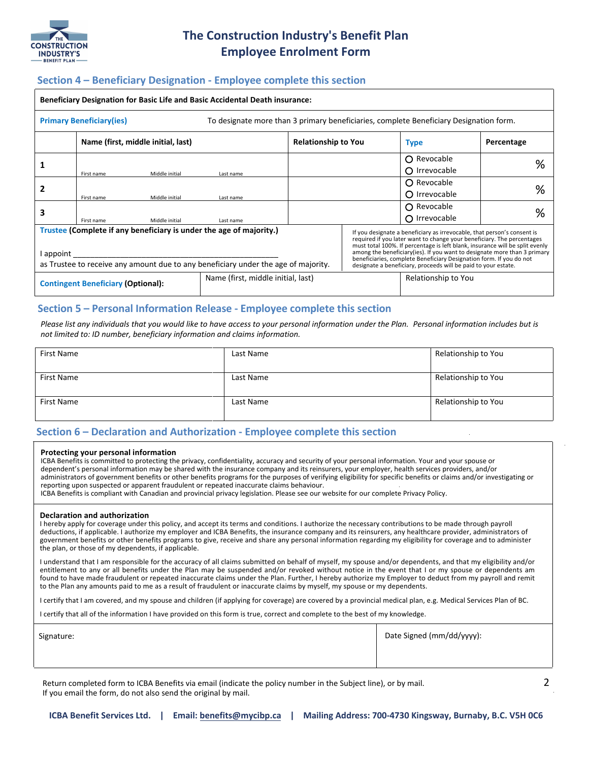# The Construction Industry's Benefit Plan
# Employee Enrolment Form

## Section 4 – Beneficiary Designation - Employee complete this section

**Beneficiary Designation for Basic Life and Basic Accidental Death insurance:**

**Primary Beneficiary(ies)** — To designate more than 3 primary beneficiaries, complete Beneficiary Designation form.

| | Name (first, middle initial, last) | Relationship to You | Type | Percentage |
|---|---|---|---|---|
| 1 | First name / Middle initial / Last name | | ○ Revocable ○ Irrevocable | % |
| 2 | First name / Middle initial / Last name | | ○ Revocable ○ Irrevocable | % |
| 3 | First name / Middle initial / Last name | | ○ Revocable ○ Irrevocable | % |

**Trustee (Complete if any beneficiary is under the age of majority.)**

I appoint ______________________________________________

as Trustee to receive any amount due to any beneficiary under the age of majority.

If you designate a beneficiary as irrevocable, that person's consent is required if you later want to change your beneficiary. The percentages must total 100%. If percentage is left blank, insurance will be split evenly among the beneficiary(ies). If you want to designate more than 3 primary beneficiaries, complete Beneficiary Designation form. If you do not designate a beneficiary, proceeds will be paid to your estate.

| **Contingent Beneficiary (Optional):** | Name (first, middle initial, last) | Relationship to You |
|---|---|---|

## Section 5 – Personal Information Release - Employee complete this section

*Please list any individuals that you would like to have access to your personal information under the Plan. Personal information includes but is not limited to: ID number, beneficiary information and claims information.*

| First Name | Last Name | Relationship to You |
|---|---|---|
| First Name | Last Name | Relationship to You |
| First Name | Last Name | Relationship to You |

## Section 6 – Declaration and Authorization - Employee complete this section

**Protecting your personal information**

ICBA Benefits is committed to protecting the privacy, confidentiality, accuracy and security of your personal information. Your and your spouse or dependent's personal information may be shared with the insurance company and its reinsurers, your employer, health services providers, and/or administrators of government benefits or other benefits programs for the purposes of verifying eligibility for specific benefits or claims and/or investigating or reporting upon suspected or apparent fraudulent or repeated inaccurate claims behaviour.

ICBA Benefits is compliant with Canadian and provincial privacy legislation. Please see our website for our complete Privacy Policy.

**Declaration and authorization**

I hereby apply for coverage under this policy, and accept its terms and conditions. I authorize the necessary contributions to be made through payroll deductions, if applicable. I authorize my employer and ICBA Benefits, the insurance company and its reinsurers, any healthcare provider, administrators of government benefits or other benefits programs to give, receive and share any personal information regarding my eligibility for coverage and to administer the plan, or those of my dependents, if applicable.

I understand that I am responsible for the accuracy of all claims submitted on behalf of myself, my spouse and/or dependents, and that my eligibility and/or entitlement to any or all benefits under the Plan may be suspended and/or revoked without notice in the event that I or my spouse or dependents am found to have made fraudulent or repeated inaccurate claims under the Plan. Further, I hereby authorize my Employer to deduct from my payroll and remit to the Plan any amounts paid to me as a result of fraudulent or inaccurate claims by myself, my spouse or my dependents.

I certify that I am covered, and my spouse and children (if applying for coverage) are covered by a provincial medical plan, e.g. Medical Services Plan of BC.

I certify that all of the information I have provided on this form is true, correct and complete to the best of my knowledge.

| Signature: | Date Signed (mm/dd/yyyy): |
|---|---|

Return completed form to ICBA Benefits via email (indicate the policy number in the Subject line), or by mail.
If you email the form, do not also send the original by mail.

**ICBA Benefit Services Ltd. | Email: benefits@mycibp.ca | Mailing Address: 700-4730 Kingsway, Burnaby, B.C. V5H 0C6**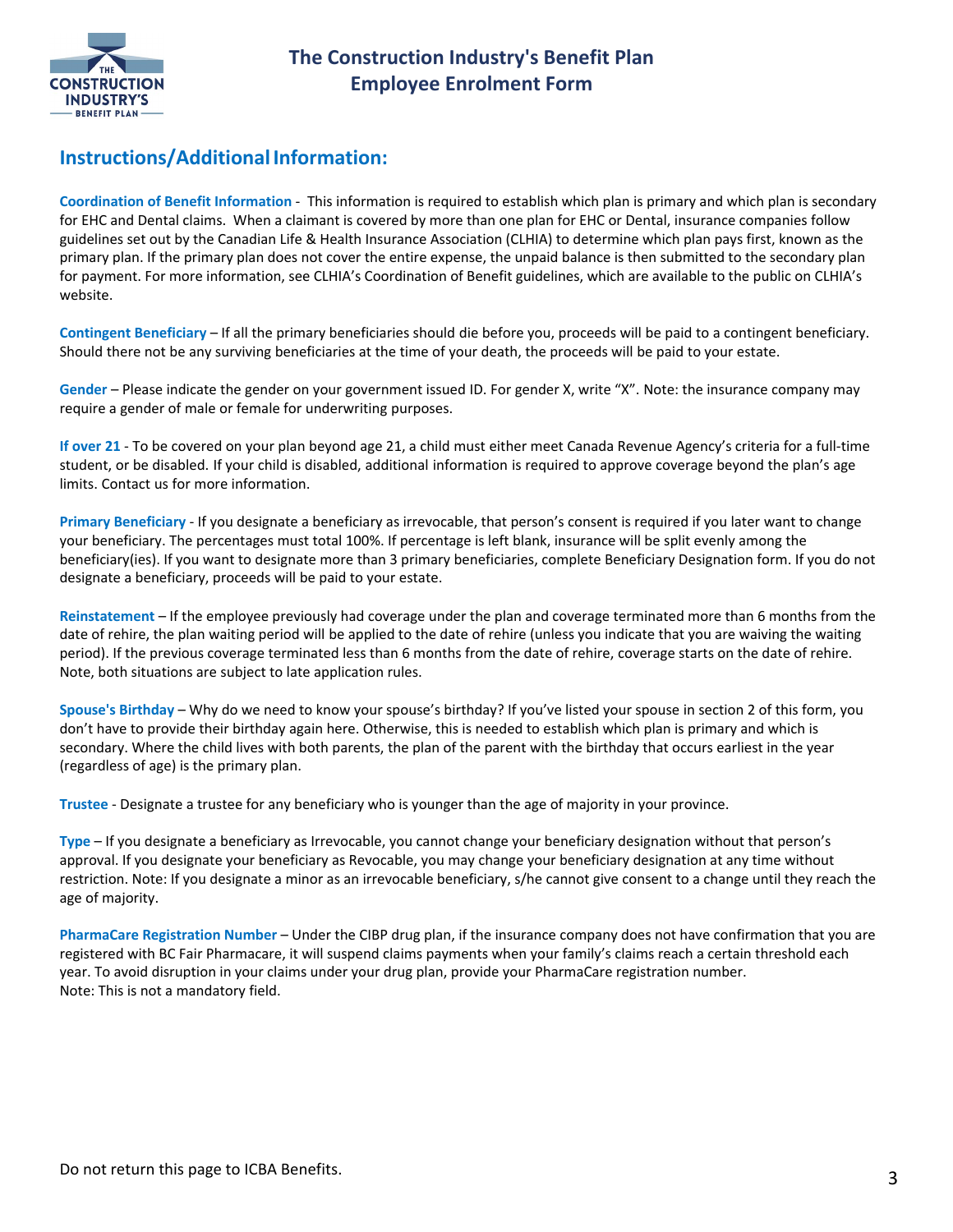# The Construction Industry's Benefit Plan Employee Enrolment Form

## Instructions/Additional Information:

**Coordination of Benefit Information** - This information is required to establish which plan is primary and which plan is secondary for EHC and Dental claims. When a claimant is covered by more than one plan for EHC or Dental, insurance companies follow guidelines set out by the Canadian Life & Health Insurance Association (CLHIA) to determine which plan pays first, known as the primary plan. If the primary plan does not cover the entire expense, the unpaid balance is then submitted to the secondary plan for payment. For more information, see CLHIA's Coordination of Benefit guidelines, which are available to the public on CLHIA's website.

**Contingent Beneficiary** – If all the primary beneficiaries should die before you, proceeds will be paid to a contingent beneficiary. Should there not be any surviving beneficiaries at the time of your death, the proceeds will be paid to your estate.

**Gender** – Please indicate the gender on your government issued ID. For gender X, write "X". Note: the insurance company may require a gender of male or female for underwriting purposes.

**If over 21** - To be covered on your plan beyond age 21, a child must either meet Canada Revenue Agency's criteria for a full-time student, or be disabled. If your child is disabled, additional information is required to approve coverage beyond the plan's age limits. Contact us for more information.

**Primary Beneficiary** - If you designate a beneficiary as irrevocable, that person's consent is required if you later want to change your beneficiary. The percentages must total 100%. If percentage is left blank, insurance will be split evenly among the beneficiary(ies). If you want to designate more than 3 primary beneficiaries, complete Beneficiary Designation form. If you do not designate a beneficiary, proceeds will be paid to your estate.

**Reinstatement** – If the employee previously had coverage under the plan and coverage terminated more than 6 months from the date of rehire, the plan waiting period will be applied to the date of rehire (unless you indicate that you are waiving the waiting period). If the previous coverage terminated less than 6 months from the date of rehire, coverage starts on the date of rehire. Note, both situations are subject to late application rules.

**Spouse's Birthday** – Why do we need to know your spouse's birthday? If you've listed your spouse in section 2 of this form, you don't have to provide their birthday again here. Otherwise, this is needed to establish which plan is primary and which is secondary. Where the child lives with both parents, the plan of the parent with the birthday that occurs earliest in the year (regardless of age) is the primary plan.

**Trustee** - Designate a trustee for any beneficiary who is younger than the age of majority in your province.

**Type** – If you designate a beneficiary as Irrevocable, you cannot change your beneficiary designation without that person's approval. If you designate your beneficiary as Revocable, you may change your beneficiary designation at any time without restriction. Note: If you designate a minor as an irrevocable beneficiary, s/he cannot give consent to a change until they reach the age of majority.

**PharmaCare Registration Number** – Under the CIBP drug plan, if the insurance company does not have confirmation that you are registered with BC Fair Pharmacare, it will suspend claims payments when your family's claims reach a certain threshold each year. To avoid disruption in your claims under your drug plan, provide your PharmaCare registration number.
Note: This is not a mandatory field.

Do not return this page to ICBA Benefits.